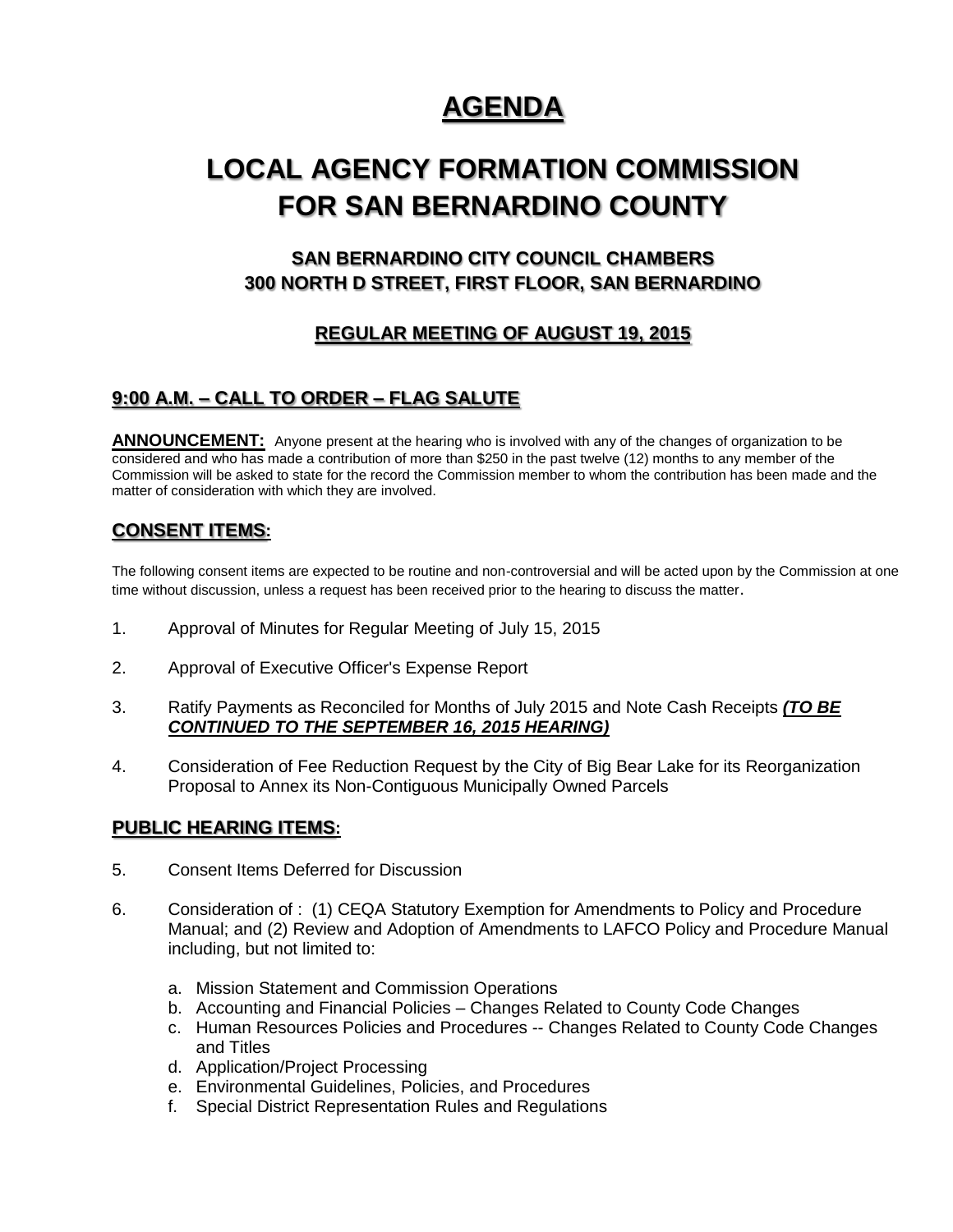# AGENDA

# LOCAL AGENCY FORMATION COMMISSION FOR SAN BERNARDINO COUNTY

### SAN BERNARDINO CITY COUNCIL CHAMBERS
### 300 NORTH D STREET, FIRST FLOOR, SAN BERNARDINO

### REGULAR MEETING OF AUGUST 19, 2015

## 9:00 A.M. – CALL TO ORDER – FLAG SALUTE

**ANNOUNCEMENT:** Anyone present at the hearing who is involved with any of the changes of organization to be considered and who has made a contribution of more than $250 in the past twelve (12) months to any member of the Commission will be asked to state for the record the Commission member to whom the contribution has been made and the matter of consideration with which they are involved.

## CONSENT ITEMS:

The following consent items are expected to be routine and non-controversial and will be acted upon by the Commission at one time without discussion, unless a request has been received prior to the hearing to discuss the matter.

1. Approval of Minutes for Regular Meeting of July 15, 2015
2. Approval of Executive Officer's Expense Report
3. Ratify Payments as Reconciled for Months of July 2015 and Note Cash Receipts ***(TO BE CONTINUED TO THE SEPTEMBER 16, 2015 HEARING)***
4. Consideration of Fee Reduction Request by the City of Big Bear Lake for its Reorganization Proposal to Annex its Non-Contiguous Municipally Owned Parcels

## PUBLIC HEARING ITEMS:

5. Consent Items Deferred for Discussion
6. Consideration of : (1) CEQA Statutory Exemption for Amendments to Policy and Procedure Manual; and (2) Review and Adoption of Amendments to LAFCO Policy and Procedure Manual including, but not limited to:
   a. Mission Statement and Commission Operations
   b. Accounting and Financial Policies – Changes Related to County Code Changes
   c. Human Resources Policies and Procedures -- Changes Related to County Code Changes and Titles
   d. Application/Project Processing
   e. Environmental Guidelines, Policies, and Procedures
   f. Special District Representation Rules and Regulations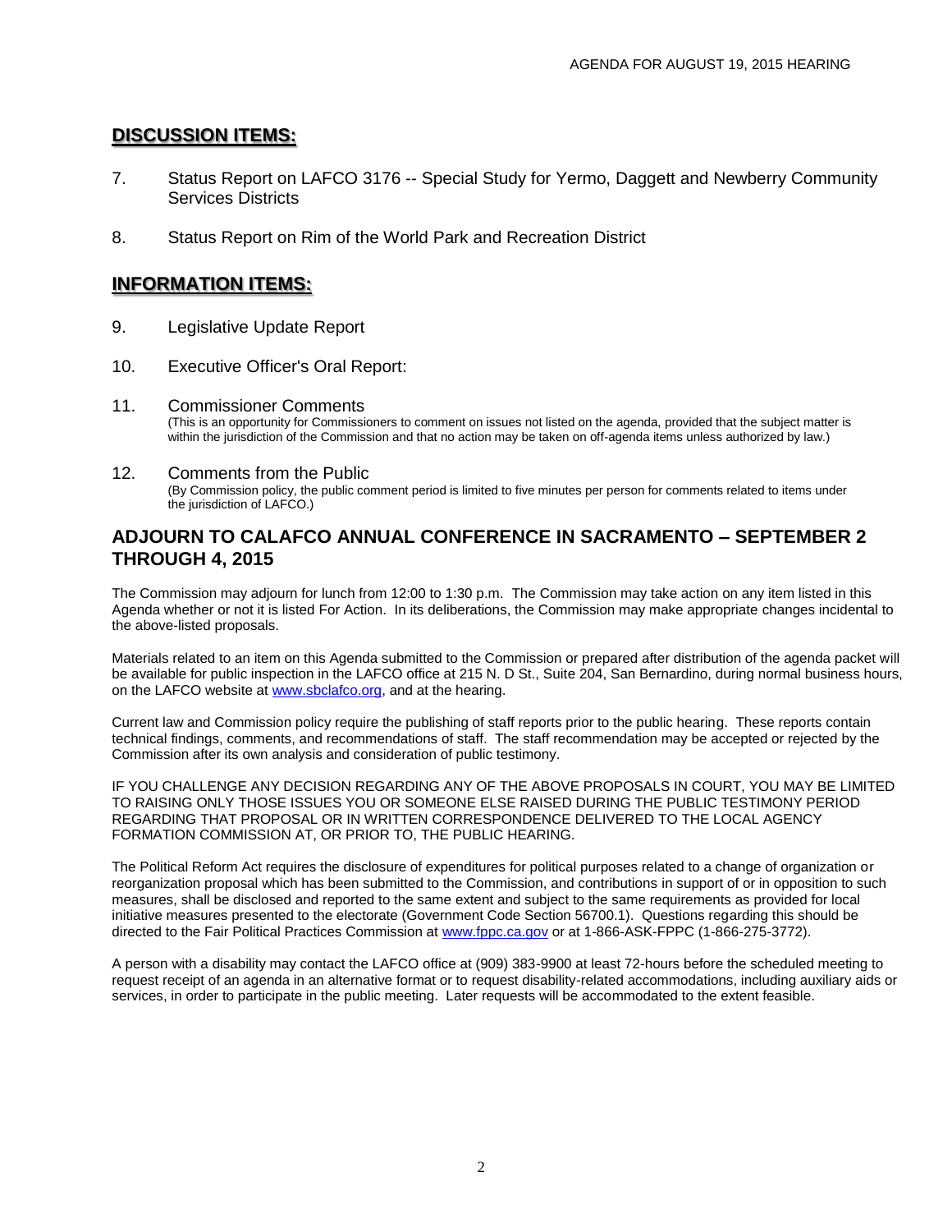## DISCUSSION ITEMS:

7. Status Report on LAFCO 3176 -- Special Study for Yermo, Daggett and Newberry Community Services Districts

8. Status Report on Rim of the World Park and Recreation District

## INFORMATION ITEMS:

9. Legislative Update Report

10. Executive Officer's Oral Report:

11. Commissioner Comments
(This is an opportunity for Commissioners to comment on issues not listed on the agenda, provided that the subject matter is within the jurisdiction of the Commission and that no action may be taken on off-agenda items unless authorized by law.)

12. Comments from the Public
(By Commission policy, the public comment period is limited to five minutes per person for comments related to items under the jurisdiction of LAFCO.)

## ADJOURN TO CALAFCO ANNUAL CONFERENCE IN SACRAMENTO – SEPTEMBER 2 THROUGH 4, 2015

The Commission may adjourn for lunch from 12:00 to 1:30 p.m. The Commission may take action on any item listed in this Agenda whether or not it is listed For Action. In its deliberations, the Commission may make appropriate changes incidental to the above-listed proposals.

Materials related to an item on this Agenda submitted to the Commission or prepared after distribution of the agenda packet will be available for public inspection in the LAFCO office at 215 N. D St., Suite 204, San Bernardino, during normal business hours, on the LAFCO website at www.sbclafco.org, and at the hearing.

Current law and Commission policy require the publishing of staff reports prior to the public hearing. These reports contain technical findings, comments, and recommendations of staff. The staff recommendation may be accepted or rejected by the Commission after its own analysis and consideration of public testimony.

IF YOU CHALLENGE ANY DECISION REGARDING ANY OF THE ABOVE PROPOSALS IN COURT, YOU MAY BE LIMITED TO RAISING ONLY THOSE ISSUES YOU OR SOMEONE ELSE RAISED DURING THE PUBLIC TESTIMONY PERIOD REGARDING THAT PROPOSAL OR IN WRITTEN CORRESPONDENCE DELIVERED TO THE LOCAL AGENCY FORMATION COMMISSION AT, OR PRIOR TO, THE PUBLIC HEARING.

The Political Reform Act requires the disclosure of expenditures for political purposes related to a change of organization or reorganization proposal which has been submitted to the Commission, and contributions in support of or in opposition to such measures, shall be disclosed and reported to the same extent and subject to the same requirements as provided for local initiative measures presented to the electorate (Government Code Section 56700.1). Questions regarding this should be directed to the Fair Political Practices Commission at www.fppc.ca.gov or at 1-866-ASK-FPPC (1-866-275-3772).

A person with a disability may contact the LAFCO office at (909) 383-9900 at least 72-hours before the scheduled meeting to request receipt of an agenda in an alternative format or to request disability-related accommodations, including auxiliary aids or services, in order to participate in the public meeting. Later requests will be accommodated to the extent feasible.